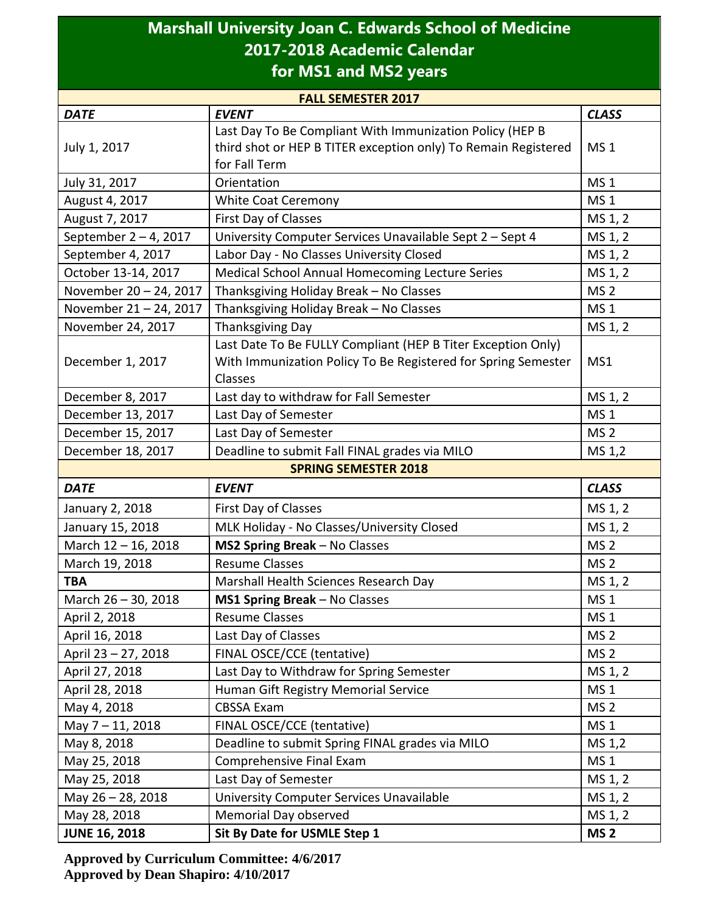# Marshall University Joan C. Edwards School of Medicine
# 2017-2018 Academic Calendar
# for MS1 and MS2 years

| FALL SEMESTER 2017 | | |
|---|---|---|
| ***DATE*** | ***EVENT*** | ***CLASS*** |
| July 1, 2017 | Last Day To Be Compliant With Immunization Policy (HEP B third shot or HEP B TITER exception only) To Remain Registered for Fall Term | MS 1 |
| July 31, 2017 | Orientation | MS 1 |
| August 4, 2017 | White Coat Ceremony | MS 1 |
| August 7, 2017 | First Day of Classes | MS 1, 2 |
| September 2 – 4, 2017 | University Computer Services Unavailable Sept 2 – Sept 4 | MS 1, 2 |
| September 4, 2017 | Labor Day - No Classes University Closed | MS 1, 2 |
| October 13-14, 2017 | Medical School Annual Homecoming Lecture Series | MS 1, 2 |
| November 20 – 24, 2017 | Thanksgiving Holiday Break – No Classes | MS 2 |
| November 21 – 24, 2017 | Thanksgiving Holiday Break – No Classes | MS 1 |
| November 24, 2017 | Thanksgiving Day | MS 1, 2 |
| December 1, 2017 | Last Date To Be FULLY Compliant (HEP B Titer Exception Only) With Immunization Policy To Be Registered for Spring Semester Classes | MS1 |
| December 8, 2017 | Last day to withdraw for Fall Semester | MS 1, 2 |
| December 13, 2017 | Last Day of Semester | MS 1 |
| December 15, 2017 | Last Day of Semester | MS 2 |
| December 18, 2017 | Deadline to submit Fall FINAL grades via MILO | MS 1,2 |
| **SPRING SEMESTER 2018** | | |
| ***DATE*** | ***EVENT*** | ***CLASS*** |
| January 2, 2018 | First Day of Classes | MS 1, 2 |
| January 15, 2018 | MLK Holiday - No Classes/University Closed | MS 1, 2 |
| March 12 – 16, 2018 | **MS2 Spring Break** – No Classes | MS 2 |
| March 19, 2018 | Resume Classes | MS 2 |
| **TBA** | Marshall Health Sciences Research Day | MS 1, 2 |
| March 26 – 30, 2018 | **MS1 Spring Break** – No Classes | MS 1 |
| April 2, 2018 | Resume Classes | MS 1 |
| April 16, 2018 | Last Day of Classes | MS 2 |
| April 23 – 27, 2018 | FINAL OSCE/CCE (tentative) | MS 2 |
| April 27, 2018 | Last Day to Withdraw for Spring Semester | MS 1, 2 |
| April 28, 2018 | Human Gift Registry Memorial Service | MS 1 |
| May 4, 2018 | CBSSA Exam | MS 2 |
| May 7 – 11, 2018 | FINAL OSCE/CCE (tentative) | MS 1 |
| May 8, 2018 | Deadline to submit Spring FINAL grades via MILO | MS 1,2 |
| May 25, 2018 | Comprehensive Final Exam | MS 1 |
| May 25, 2018 | Last Day of Semester | MS 1, 2 |
| May 26 – 28, 2018 | University Computer Services Unavailable | MS 1, 2 |
| May 28, 2018 | Memorial Day observed | MS 1, 2 |
| **JUNE 16, 2018** | **Sit By Date for USMLE Step 1** | **MS 2** |

**Approved by Curriculum Committee: 4/6/2017**
**Approved by Dean Shapiro: 4/10/2017**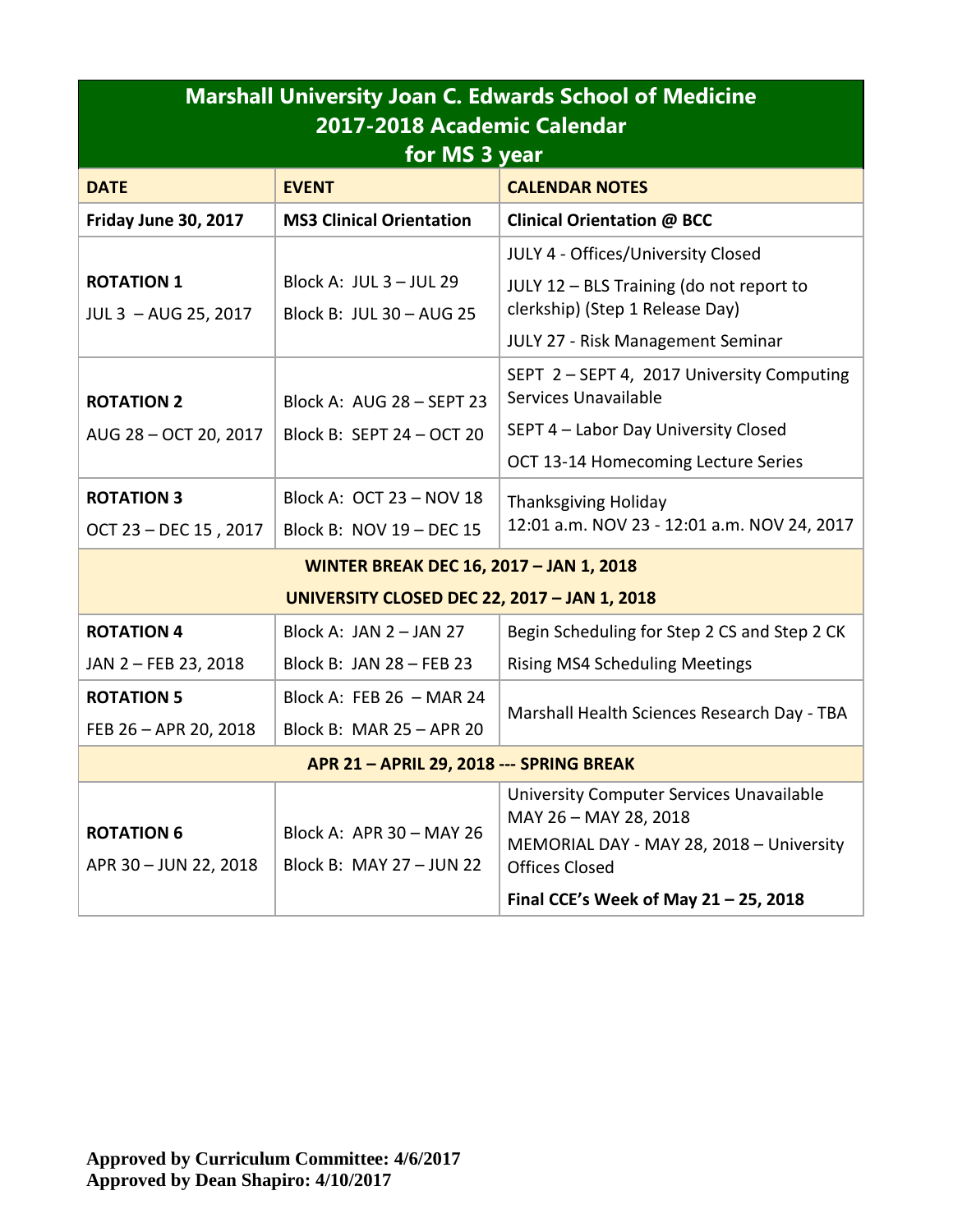# Marshall University Joan C. Edwards School of Medicine
## 2017-2018 Academic Calendar
## for MS 3 year

| DATE | EVENT | CALENDAR NOTES |
| --- | --- | --- |
| **Friday June 30, 2017** | **MS3 Clinical Orientation** | **Clinical Orientation @ BCC** |
| **ROTATION 1**<br>JUL 3 – AUG 25, 2017 | Block A: JUL 3 – JUL 29<br>Block B: JUL 30 – AUG 25 | JULY 4 - Offices/University Closed<br>JULY 12 – BLS Training (do not report to clerkship) (Step 1 Release Day)<br>JULY 27 - Risk Management Seminar |
| **ROTATION 2**<br>AUG 28 – OCT 20, 2017 | Block A: AUG 28 – SEPT 23<br>Block B: SEPT 24 – OCT 20 | SEPT 2 – SEPT 4, 2017 University Computing Services Unavailable<br>SEPT 4 – Labor Day University Closed<br>OCT 13-14 Homecoming Lecture Series |
| **ROTATION 3**<br>OCT 23 – DEC 15 , 2017 | Block A: OCT 23 – NOV 18<br>Block B: NOV 19 – DEC 15 | Thanksgiving Holiday<br>12:01 a.m. NOV 23 - 12:01 a.m. NOV 24, 2017 |
| **WINTER BREAK DEC 16, 2017 – JAN 1, 2018**<br>**UNIVERSITY CLOSED DEC 22, 2017 – JAN 1, 2018** | | |
| **ROTATION 4**<br>JAN 2 – FEB 23, 2018 | Block A: JAN 2 – JAN 27<br>Block B: JAN 28 – FEB 23 | Begin Scheduling for Step 2 CS and Step 2 CK<br>Rising MS4 Scheduling Meetings |
| **ROTATION 5**<br>FEB 26 – APR 20, 2018 | Block A: FEB 26 – MAR 24<br>Block B: MAR 25 – APR 20 | Marshall Health Sciences Research Day - TBA |
| **APR 21 – APRIL 29, 2018 --- SPRING BREAK** | | |
| **ROTATION 6**<br>APR 30 – JUN 22, 2018 | Block A: APR 30 – MAY 26<br>Block B: MAY 27 – JUN 22 | University Computer Services Unavailable MAY 26 – MAY 28, 2018<br>MEMORIAL DAY - MAY 28, 2018 – University Offices Closed<br>**Final CCE's Week of May 21 – 25, 2018** |

**Approved by Curriculum Committee: 4/6/2017**
**Approved by Dean Shapiro: 4/10/2017**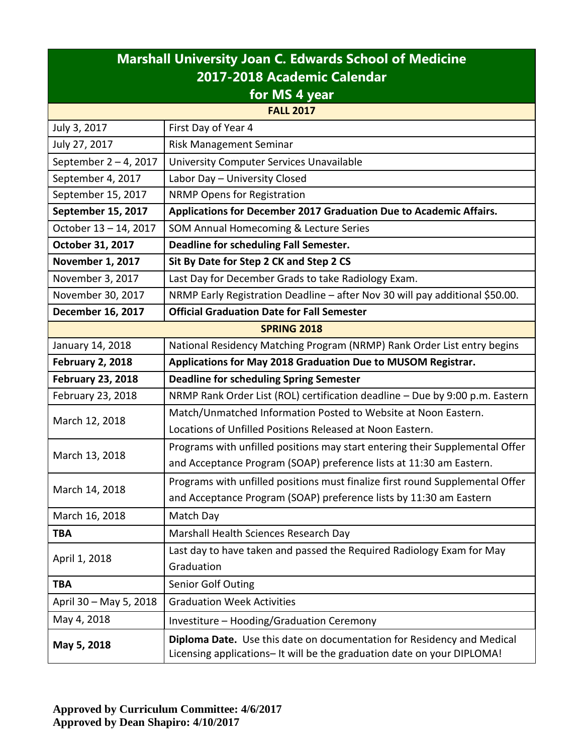# Marshall University Joan C. Edwards School of Medicine
## 2017-2018 Academic Calendar
## for MS 4 year

| | |
|---|---|
| **FALL 2017** | |
| July 3, 2017 | First Day of Year 4 |
| July 27, 2017 | Risk Management Seminar |
| September 2 – 4, 2017 | University Computer Services Unavailable |
| September 4, 2017 | Labor Day – University Closed |
| September 15, 2017 | NRMP Opens for Registration |
| **September 15, 2017** | **Applications for December 2017 Graduation Due to Academic Affairs.** |
| October 13 – 14, 2017 | SOM Annual Homecoming & Lecture Series |
| **October 31, 2017** | **Deadline for scheduling Fall Semester.** |
| **November 1, 2017** | **Sit By Date for Step 2 CK and Step 2 CS** |
| November 3, 2017 | Last Day for December Grads to take Radiology Exam. |
| November 30, 2017 | NRMP Early Registration Deadline – after Nov 30 will pay additional $50.00. |
| **December 16, 2017** | **Official Graduation Date for Fall Semester** |
| **SPRING 2018** | |
| January 14, 2018 | National Residency Matching Program (NRMP) Rank Order List entry begins |
| **February 2, 2018** | **Applications for May 2018 Graduation Due to MUSOM Registrar.** |
| **February 23, 2018** | **Deadline for scheduling Spring Semester** |
| February 23, 2018 | NRMP Rank Order List (ROL) certification deadline – Due by 9:00 p.m. Eastern |
| March 12, 2018 | Match/Unmatched Information Posted to Website at Noon Eastern. Locations of Unfilled Positions Released at Noon Eastern. |
| March 13, 2018 | Programs with unfilled positions may start entering their Supplemental Offer and Acceptance Program (SOAP) preference lists at 11:30 am Eastern. |
| March 14, 2018 | Programs with unfilled positions must finalize first round Supplemental Offer and Acceptance Program (SOAP) preference lists by 11:30 am Eastern |
| March 16, 2018 | Match Day |
| **TBA** | Marshall Health Sciences Research Day |
| April 1, 2018 | Last day to have taken and passed the Required Radiology Exam for May Graduation |
| **TBA** | Senior Golf Outing |
| April 30 – May 5, 2018 | Graduation Week Activities |
| May 4, 2018 | Investiture – Hooding/Graduation Ceremony |
| **May 5, 2018** | **Diploma Date.** Use this date on documentation for Residency and Medical Licensing applications– It will be the graduation date on your DIPLOMA! |

**Approved by Curriculum Committee: 4/6/2017**
**Approved by Dean Shapiro: 4/10/2017**